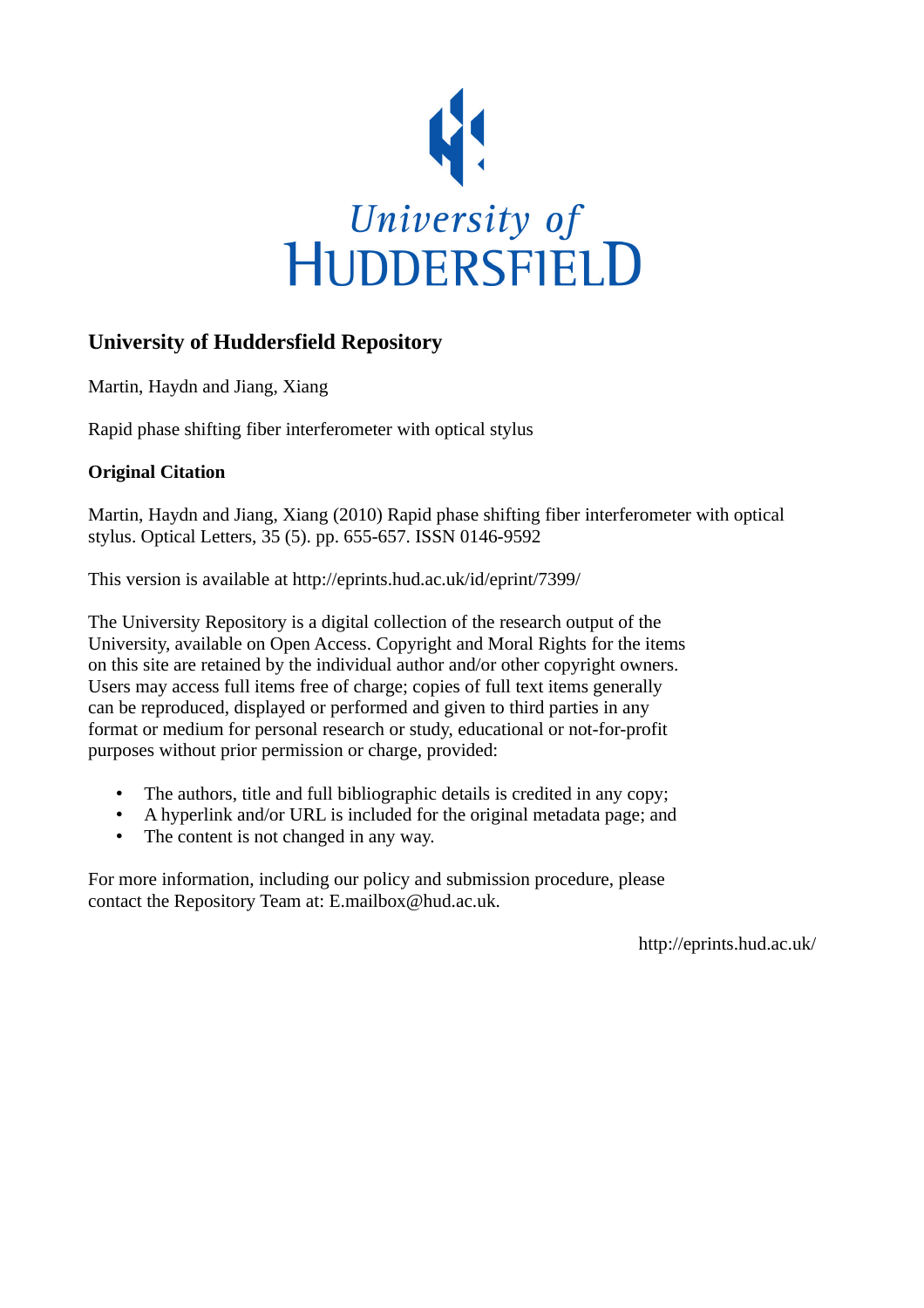University of
HUDDERSFIELD

## University of Huddersfield Repository

Martin, Haydn and Jiang, Xiang

Rapid phase shifting fiber interferometer with optical stylus

### Original Citation

Martin, Haydn and Jiang, Xiang (2010) Rapid phase shifting fiber interferometer with optical stylus. Optical Letters, 35 (5). pp. 655-657. ISSN 0146-9592

This version is available at http://eprints.hud.ac.uk/id/eprint/7399/

The University Repository is a digital collection of the research output of the University, available on Open Access. Copyright and Moral Rights for the items on this site are retained by the individual author and/or other copyright owners. Users may access full items free of charge; copies of full text items generally can be reproduced, displayed or performed and given to third parties in any format or medium for personal research or study, educational or not-for-profit purposes without prior permission or charge, provided:

- The authors, title and full bibliographic details is credited in any copy;
- A hyperlink and/or URL is included for the original metadata page; and
- The content is not changed in any way.

For more information, including our policy and submission procedure, please contact the Repository Team at: E.mailbox@hud.ac.uk.

http://eprints.hud.ac.uk/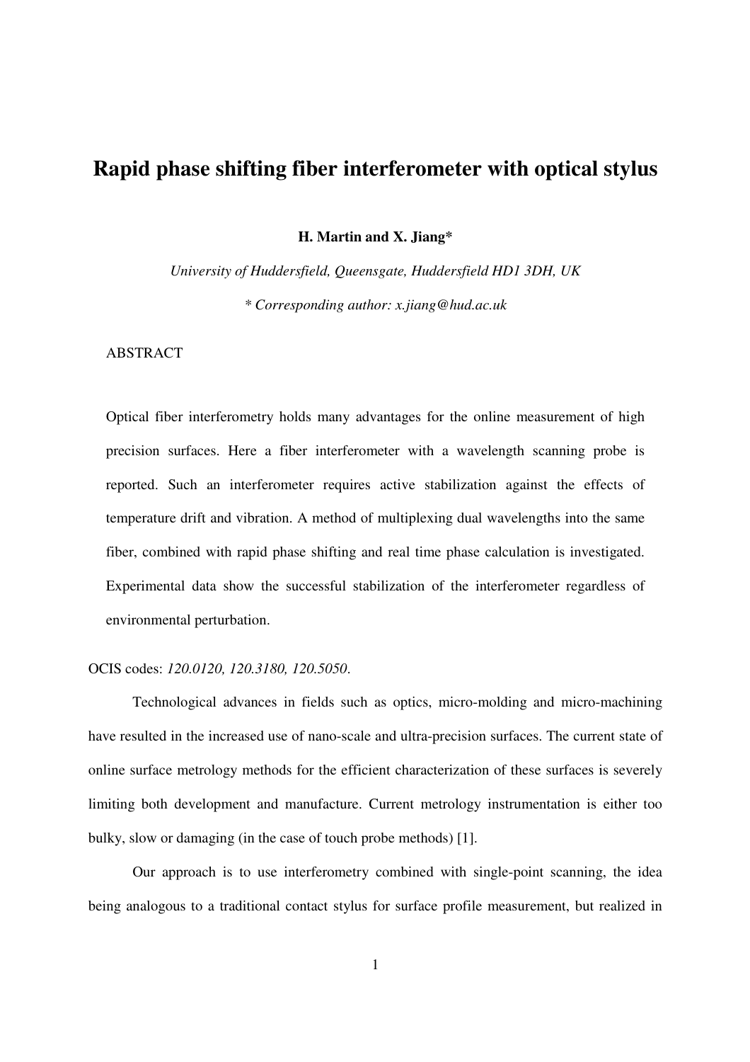# Rapid phase shifting fiber interferometer with optical stylus

**H. Martin and X. Jiang***

*University of Huddersfield, Queensgate, Huddersfield HD1 3DH, UK*

*\* Corresponding author: x.jiang@hud.ac.uk*

ABSTRACT

Optical fiber interferometry holds many advantages for the online measurement of high precision surfaces. Here a fiber interferometer with a wavelength scanning probe is reported. Such an interferometer requires active stabilization against the effects of temperature drift and vibration. A method of multiplexing dual wavelengths into the same fiber, combined with rapid phase shifting and real time phase calculation is investigated. Experimental data show the successful stabilization of the interferometer regardless of environmental perturbation.

OCIS codes: *120.0120, 120.3180, 120.5050*.

Technological advances in fields such as optics, micro-molding and micro-machining have resulted in the increased use of nano-scale and ultra-precision surfaces. The current state of online surface metrology methods for the efficient characterization of these surfaces is severely limiting both development and manufacture. Current metrology instrumentation is either too bulky, slow or damaging (in the case of touch probe methods) [1].

Our approach is to use interferometry combined with single-point scanning, the idea being analogous to a traditional contact stylus for surface profile measurement, but realized in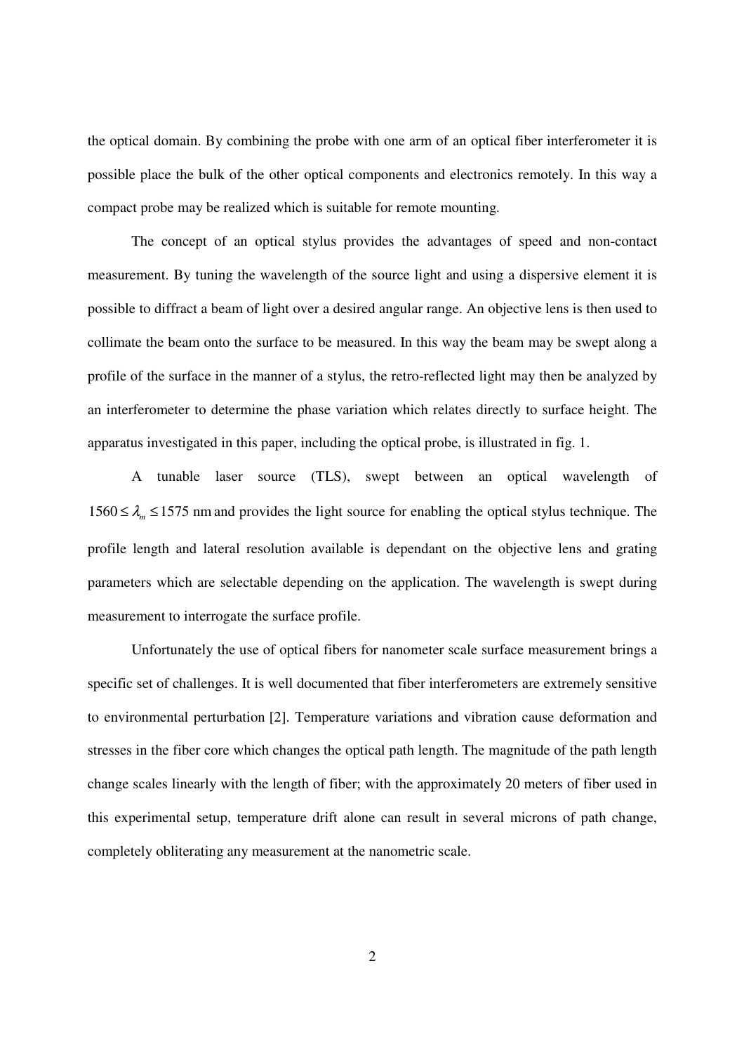the optical domain. By combining the probe with one arm of an optical fiber interferometer it is possible place the bulk of the other optical components and electronics remotely. In this way a compact probe may be realized which is suitable for remote mounting.

The concept of an optical stylus provides the advantages of speed and non-contact measurement. By tuning the wavelength of the source light and using a dispersive element it is possible to diffract a beam of light over a desired angular range. An objective lens is then used to collimate the beam onto the surface to be measured. In this way the beam may be swept along a profile of the surface in the manner of a stylus, the retro-reflected light may then be analyzed by an interferometer to determine the phase variation which relates directly to surface height. The apparatus investigated in this paper, including the optical probe, is illustrated in fig. 1.

A tunable laser source (TLS), swept between an optical wavelength of $1560 \le \lambda_m \le 1575$ nm and provides the light source for enabling the optical stylus technique. The profile length and lateral resolution available is dependant on the objective lens and grating parameters which are selectable depending on the application. The wavelength is swept during measurement to interrogate the surface profile.

Unfortunately the use of optical fibers for nanometer scale surface measurement brings a specific set of challenges. It is well documented that fiber interferometers are extremely sensitive to environmental perturbation [2]. Temperature variations and vibration cause deformation and stresses in the fiber core which changes the optical path length. The magnitude of the path length change scales linearly with the length of fiber; with the approximately 20 meters of fiber used in this experimental setup, temperature drift alone can result in several microns of path change, completely obliterating any measurement at the nanometric scale.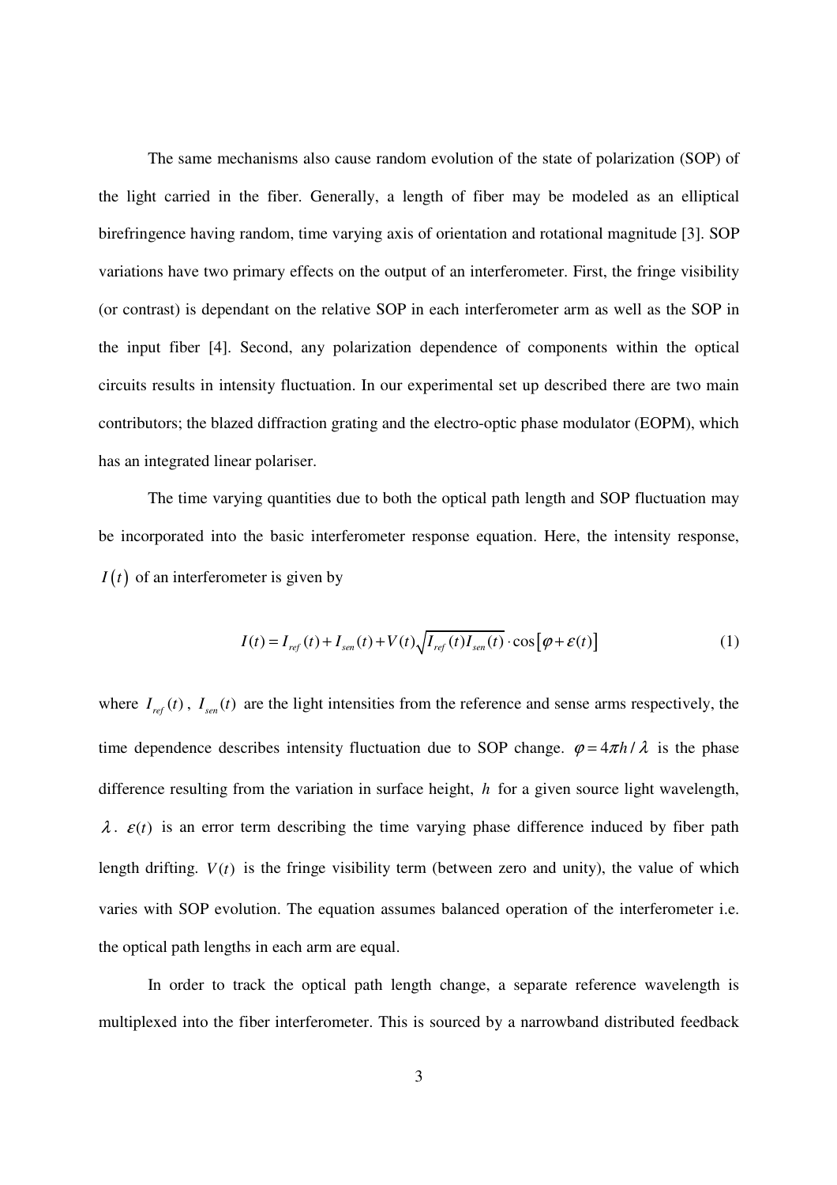The same mechanisms also cause random evolution of the state of polarization (SOP) of the light carried in the fiber. Generally, a length of fiber may be modeled as an elliptical birefringence having random, time varying axis of orientation and rotational magnitude [3]. SOP variations have two primary effects on the output of an interferometer. First, the fringe visibility (or contrast) is dependant on the relative SOP in each interferometer arm as well as the SOP in the input fiber [4]. Second, any polarization dependence of components within the optical circuits results in intensity fluctuation. In our experimental set up described there are two main contributors; the blazed diffraction grating and the electro-optic phase modulator (EOPM), which has an integrated linear polariser.

The time varying quantities due to both the optical path length and SOP fluctuation may be incorporated into the basic interferometer response equation. Here, the intensity response, $I(t)$ of an interferometer is given by

$$I(t) = I_{ref}(t) + I_{sen}(t) + V(t)\sqrt{I_{ref}(t)I_{sen}(t)} \cdot \cos\left[\varphi + \varepsilon(t)\right] \tag{1}$$

where $I_{ref}(t)$, $I_{sen}(t)$ are the light intensities from the reference and sense arms respectively, the time dependence describes intensity fluctuation due to SOP change. $\varphi = 4\pi h / \lambda$ is the phase difference resulting from the variation in surface height, $h$ for a given source light wavelength, $\lambda$. $\varepsilon(t)$ is an error term describing the time varying phase difference induced by fiber path length drifting. $V(t)$ is the fringe visibility term (between zero and unity), the value of which varies with SOP evolution. The equation assumes balanced operation of the interferometer i.e. the optical path lengths in each arm are equal.

In order to track the optical path length change, a separate reference wavelength is multiplexed into the fiber interferometer. This is sourced by a narrowband distributed feedback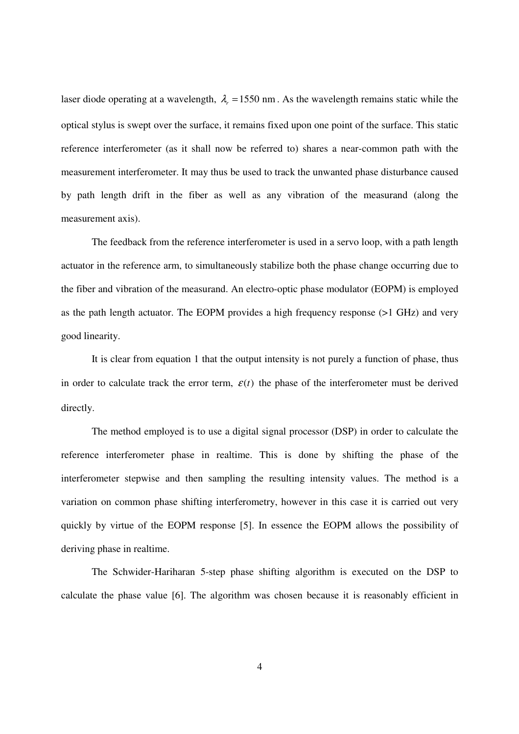laser diode operating at a wavelength, $\lambda_r = 1550$ nm. As the wavelength remains static while the optical stylus is swept over the surface, it remains fixed upon one point of the surface. This static reference interferometer (as it shall now be referred to) shares a near-common path with the measurement interferometer. It may thus be used to track the unwanted phase disturbance caused by path length drift in the fiber as well as any vibration of the measurand (along the measurement axis).

The feedback from the reference interferometer is used in a servo loop, with a path length actuator in the reference arm, to simultaneously stabilize both the phase change occurring due to the fiber and vibration of the measurand. An electro-optic phase modulator (EOPM) is employed as the path length actuator. The EOPM provides a high frequency response (>1 GHz) and very good linearity.

It is clear from equation 1 that the output intensity is not purely a function of phase, thus in order to calculate track the error term, $\varepsilon(t)$ the phase of the interferometer must be derived directly.

The method employed is to use a digital signal processor (DSP) in order to calculate the reference interferometer phase in realtime. This is done by shifting the phase of the interferometer stepwise and then sampling the resulting intensity values. The method is a variation on common phase shifting interferometry, however in this case it is carried out very quickly by virtue of the EOPM response [5]. In essence the EOPM allows the possibility of deriving phase in realtime.

The Schwider-Hariharan 5-step phase shifting algorithm is executed on the DSP to calculate the phase value [6]. The algorithm was chosen because it is reasonably efficient in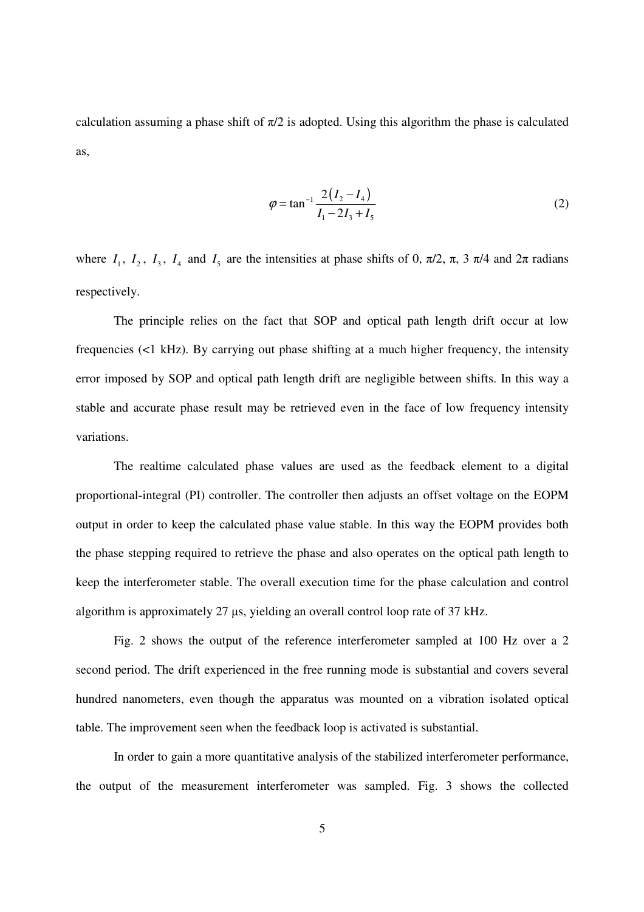calculation assuming a phase shift of π/2 is adopted. Using this algorithm the phase is calculated as,

$$\varphi = \tan^{-1} \frac{2(I_2 - I_4)}{I_1 - 2I_3 + I_5} \tag{2}$$

where $I_1$, $I_2$, $I_3$, $I_4$ and $I_5$ are the intensities at phase shifts of 0, π/2, π, 3 π/4 and 2π radians respectively.

The principle relies on the fact that SOP and optical path length drift occur at low frequencies (<1 kHz). By carrying out phase shifting at a much higher frequency, the intensity error imposed by SOP and optical path length drift are negligible between shifts. In this way a stable and accurate phase result may be retrieved even in the face of low frequency intensity variations.

The realtime calculated phase values are used as the feedback element to a digital proportional-integral (PI) controller. The controller then adjusts an offset voltage on the EOPM output in order to keep the calculated phase value stable. In this way the EOPM provides both the phase stepping required to retrieve the phase and also operates on the optical path length to keep the interferometer stable. The overall execution time for the phase calculation and control algorithm is approximately 27 μs, yielding an overall control loop rate of 37 kHz.

Fig. 2 shows the output of the reference interferometer sampled at 100 Hz over a 2 second period. The drift experienced in the free running mode is substantial and covers several hundred nanometers, even though the apparatus was mounted on a vibration isolated optical table. The improvement seen when the feedback loop is activated is substantial.

In order to gain a more quantitative analysis of the stabilized interferometer performance, the output of the measurement interferometer was sampled. Fig. 3 shows the collected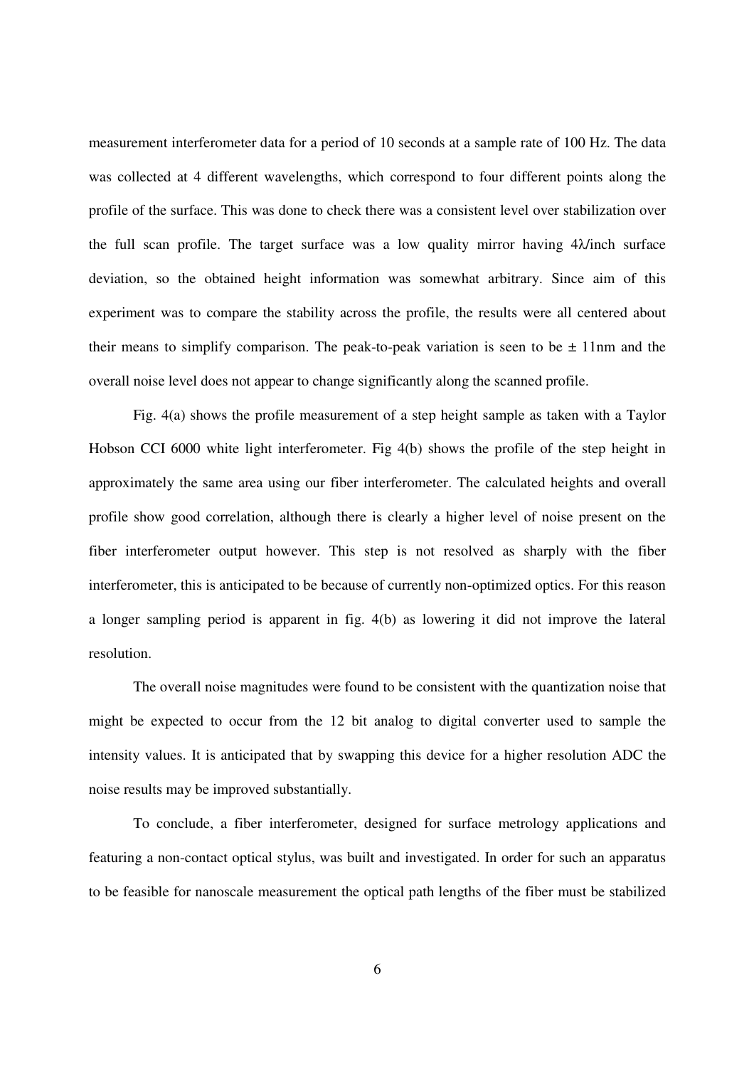measurement interferometer data for a period of 10 seconds at a sample rate of 100 Hz. The data was collected at 4 different wavelengths, which correspond to four different points along the profile of the surface. This was done to check there was a consistent level over stabilization over the full scan profile. The target surface was a low quality mirror having 4λ/inch surface deviation, so the obtained height information was somewhat arbitrary. Since aim of this experiment was to compare the stability across the profile, the results were all centered about their means to simplify comparison. The peak-to-peak variation is seen to be ± 11nm and the overall noise level does not appear to change significantly along the scanned profile.

Fig. 4(a) shows the profile measurement of a step height sample as taken with a Taylor Hobson CCI 6000 white light interferometer. Fig 4(b) shows the profile of the step height in approximately the same area using our fiber interferometer. The calculated heights and overall profile show good correlation, although there is clearly a higher level of noise present on the fiber interferometer output however. This step is not resolved as sharply with the fiber interferometer, this is anticipated to be because of currently non-optimized optics. For this reason a longer sampling period is apparent in fig. 4(b) as lowering it did not improve the lateral resolution.

The overall noise magnitudes were found to be consistent with the quantization noise that might be expected to occur from the 12 bit analog to digital converter used to sample the intensity values. It is anticipated that by swapping this device for a higher resolution ADC the noise results may be improved substantially.

To conclude, a fiber interferometer, designed for surface metrology applications and featuring a non-contact optical stylus, was built and investigated. In order for such an apparatus to be feasible for nanoscale measurement the optical path lengths of the fiber must be stabilized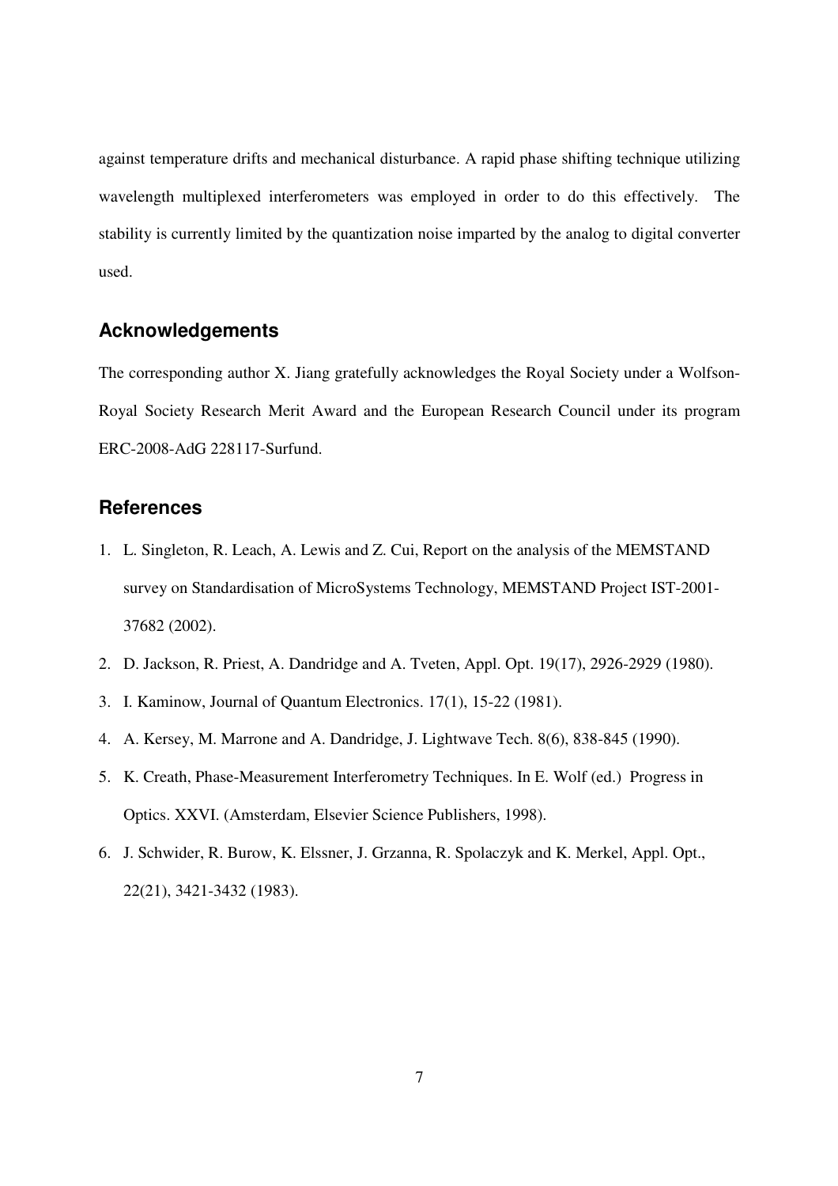against temperature drifts and mechanical disturbance. A rapid phase shifting technique utilizing wavelength multiplexed interferometers was employed in order to do this effectively. The stability is currently limited by the quantization noise imparted by the analog to digital converter used.

## Acknowledgements

The corresponding author X. Jiang gratefully acknowledges the Royal Society under a Wolfson-Royal Society Research Merit Award and the European Research Council under its program ERC-2008-AdG 228117-Surfund.

## References

1. L. Singleton, R. Leach, A. Lewis and Z. Cui, Report on the analysis of the MEMSTAND survey on Standardisation of MicroSystems Technology, MEMSTAND Project IST-2001-37682 (2002).
2. D. Jackson, R. Priest, A. Dandridge and A. Tveten, Appl. Opt. 19(17), 2926-2929 (1980).
3. I. Kaminow, Journal of Quantum Electronics. 17(1), 15-22 (1981).
4. A. Kersey, M. Marrone and A. Dandridge, J. Lightwave Tech. 8(6), 838-845 (1990).
5. K. Creath, Phase-Measurement Interferometry Techniques. In E. Wolf (ed.) Progress in Optics. XXVI. (Amsterdam, Elsevier Science Publishers, 1998).
6. J. Schwider, R. Burow, K. Elssner, J. Grzanna, R. Spolaczyk and K. Merkel, Appl. Opt., 22(21), 3421-3432 (1983).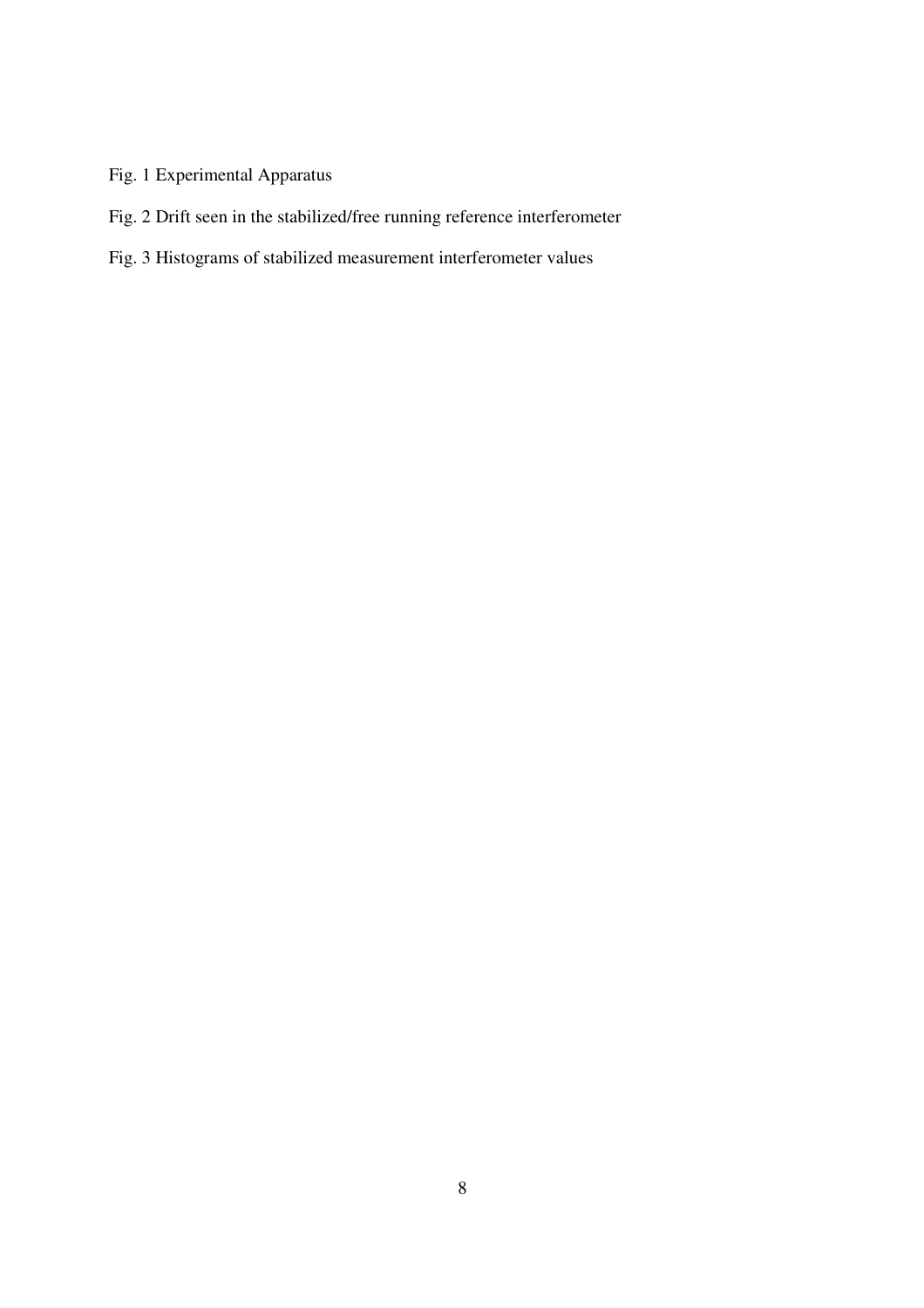Fig. 1 Experimental Apparatus

Fig. 2 Drift seen in the stabilized/free running reference interferometer

Fig. 3 Histograms of stabilized measurement interferometer values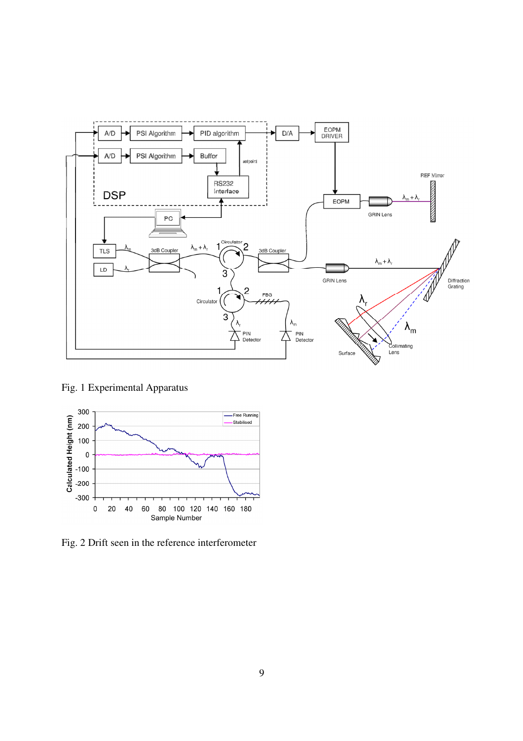Fig. 1 Experimental Apparatus

Fig. 2 Drift seen in the reference interferometer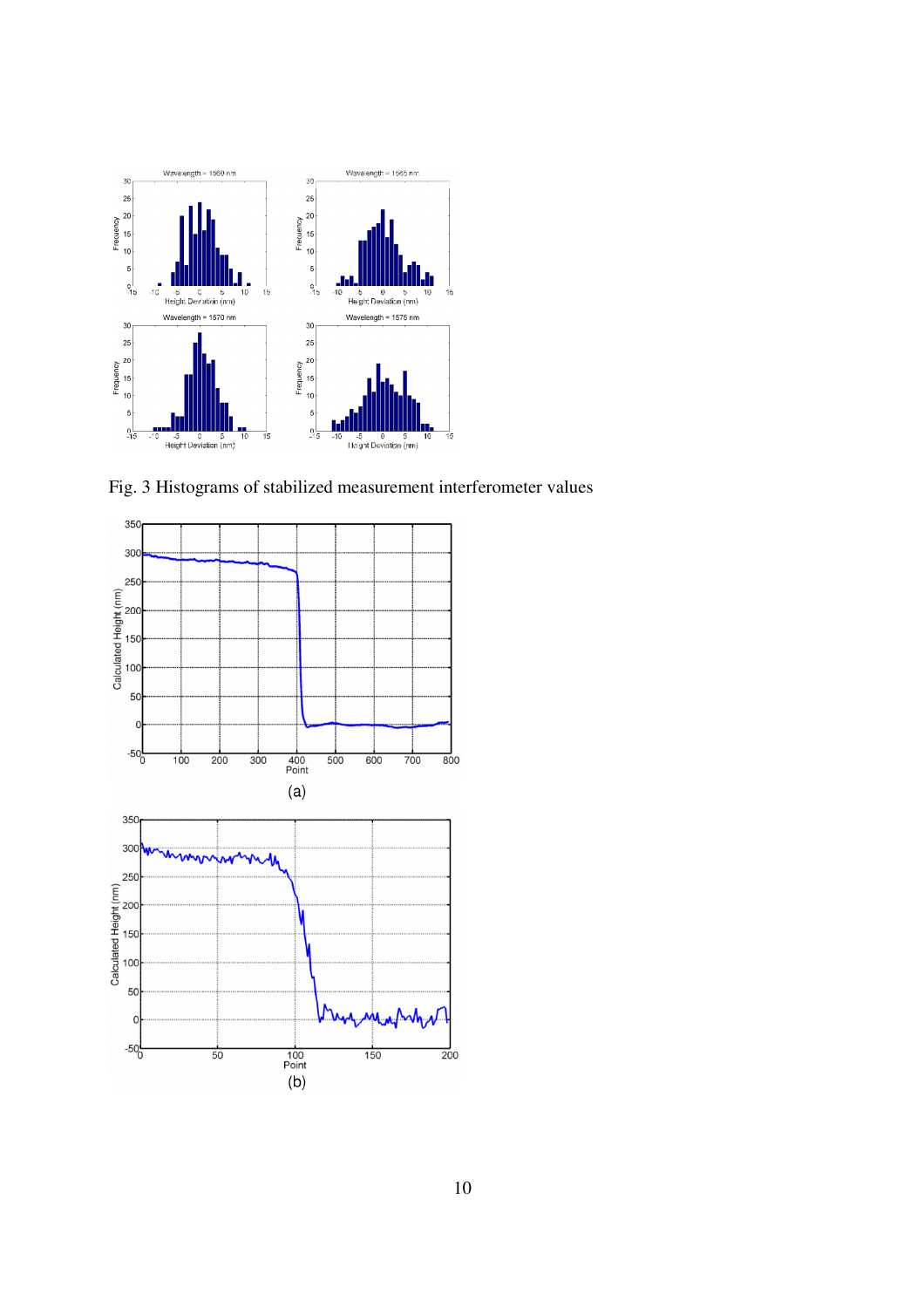Fig. 3 Histograms of stabilized measurement interferometer values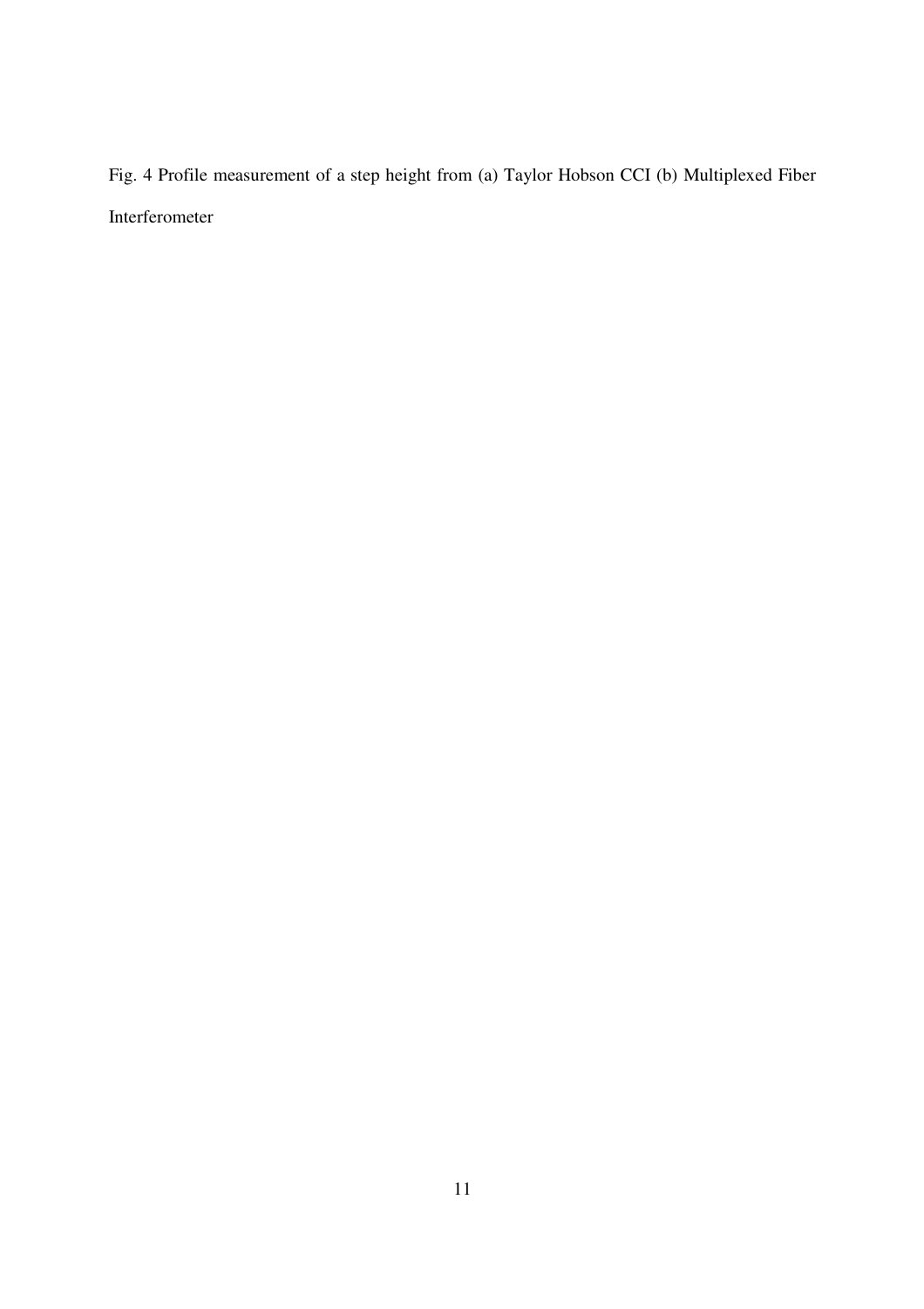Fig. 4 Profile measurement of a step height from (a) Taylor Hobson CCI (b) Multiplexed Fiber Interferometer